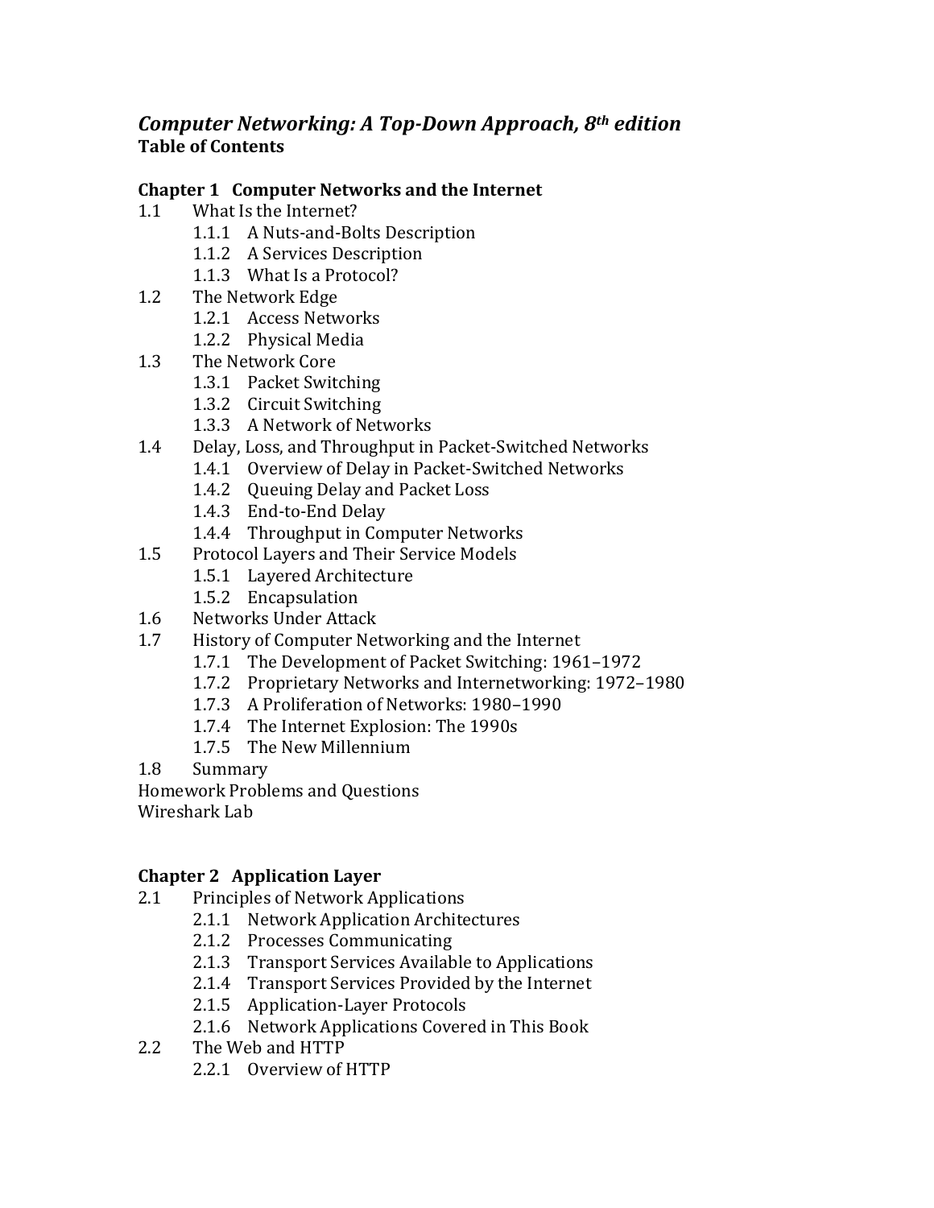# *Computer Networking: A Top-Down Approach, 8th edition*

**Table of Contents**

## Chapter 1 Computer Networks and the Internet

- 1.1 What Is the Internet?
  - 1.1.1 A Nuts-and-Bolts Description
  - 1.1.2 A Services Description
  - 1.1.3 What Is a Protocol?
- 1.2 The Network Edge
  - 1.2.1 Access Networks
  - 1.2.2 Physical Media
- 1.3 The Network Core
  - 1.3.1 Packet Switching
  - 1.3.2 Circuit Switching
  - 1.3.3 A Network of Networks
- 1.4 Delay, Loss, and Throughput in Packet-Switched Networks
  - 1.4.1 Overview of Delay in Packet-Switched Networks
  - 1.4.2 Queuing Delay and Packet Loss
  - 1.4.3 End-to-End Delay
  - 1.4.4 Throughput in Computer Networks
- 1.5 Protocol Layers and Their Service Models
  - 1.5.1 Layered Architecture
  - 1.5.2 Encapsulation
- 1.6 Networks Under Attack
- 1.7 History of Computer Networking and the Internet
  - 1.7.1 The Development of Packet Switching: 1961–1972
  - 1.7.2 Proprietary Networks and Internetworking: 1972–1980
  - 1.7.3 A Proliferation of Networks: 1980–1990
  - 1.7.4 The Internet Explosion: The 1990s
  - 1.7.5 The New Millennium
- 1.8 Summary

Homework Problems and Questions

Wireshark Lab

## Chapter 2 Application Layer

- 2.1 Principles of Network Applications
  - 2.1.1 Network Application Architectures
  - 2.1.2 Processes Communicating
  - 2.1.3 Transport Services Available to Applications
  - 2.1.4 Transport Services Provided by the Internet
  - 2.1.5 Application-Layer Protocols
  - 2.1.6 Network Applications Covered in This Book
- 2.2 The Web and HTTP
  - 2.2.1 Overview of HTTP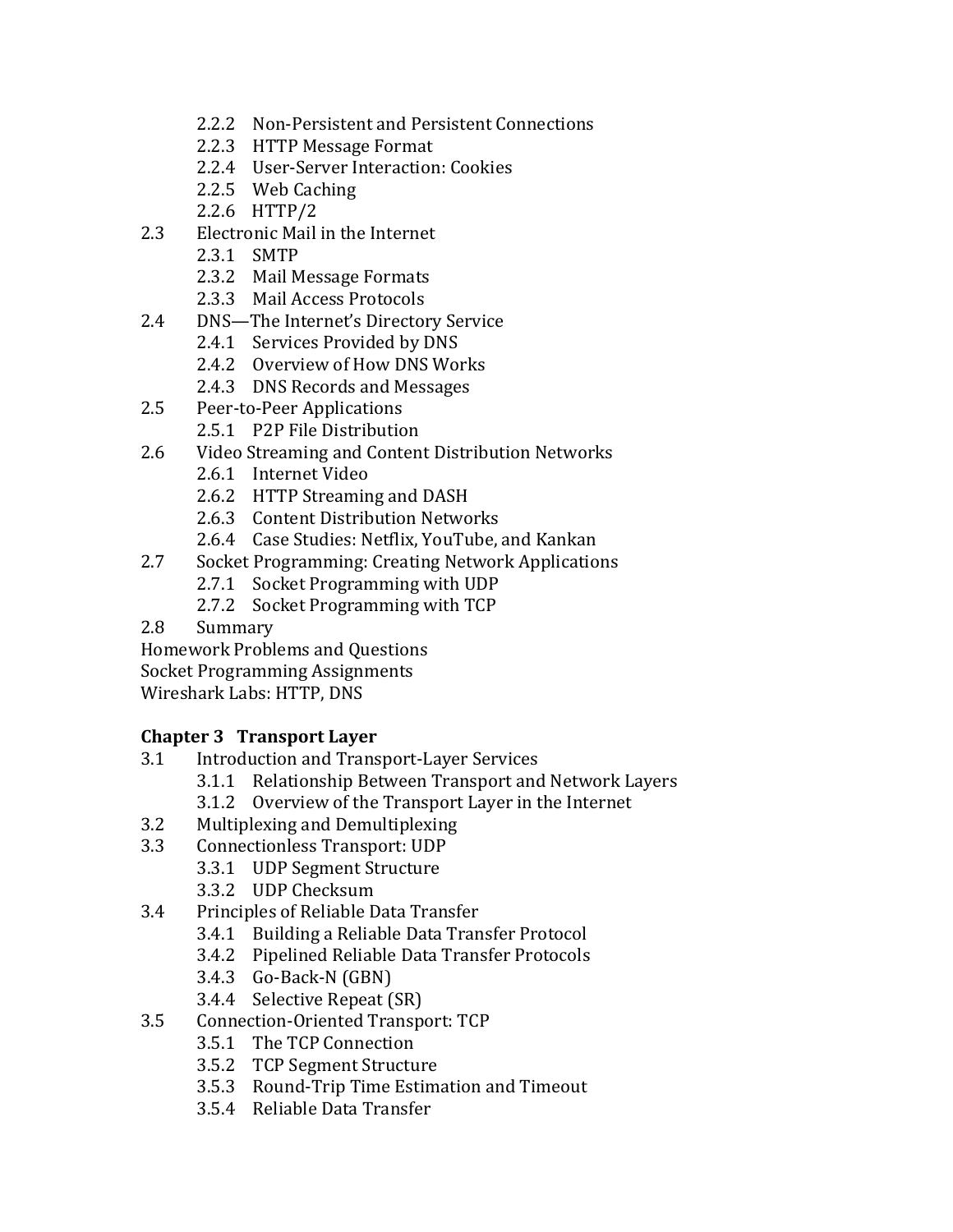- 2.2.2 Non-Persistent and Persistent Connections
- 2.2.3 HTTP Message Format
- 2.2.4 User-Server Interaction: Cookies
- 2.2.5 Web Caching
- 2.2.6 HTTP/2

2.3 Electronic Mail in the Internet
- 2.3.1 SMTP
- 2.3.2 Mail Message Formats
- 2.3.3 Mail Access Protocols

2.4 DNS—The Internet's Directory Service
- 2.4.1 Services Provided by DNS
- 2.4.2 Overview of How DNS Works
- 2.4.3 DNS Records and Messages

2.5 Peer-to-Peer Applications
- 2.5.1 P2P File Distribution

2.6 Video Streaming and Content Distribution Networks
- 2.6.1 Internet Video
- 2.6.2 HTTP Streaming and DASH
- 2.6.3 Content Distribution Networks
- 2.6.4 Case Studies: Netflix, YouTube, and Kankan

2.7 Socket Programming: Creating Network Applications
- 2.7.1 Socket Programming with UDP
- 2.7.2 Socket Programming with TCP

2.8 Summary

Homework Problems and Questions

Socket Programming Assignments

Wireshark Labs: HTTP, DNS

**Chapter 3 Transport Layer**

3.1 Introduction and Transport-Layer Services
- 3.1.1 Relationship Between Transport and Network Layers
- 3.1.2 Overview of the Transport Layer in the Internet

3.2 Multiplexing and Demultiplexing

3.3 Connectionless Transport: UDP
- 3.3.1 UDP Segment Structure
- 3.3.2 UDP Checksum

3.4 Principles of Reliable Data Transfer
- 3.4.1 Building a Reliable Data Transfer Protocol
- 3.4.2 Pipelined Reliable Data Transfer Protocols
- 3.4.3 Go-Back-N (GBN)
- 3.4.4 Selective Repeat (SR)

3.5 Connection-Oriented Transport: TCP
- 3.5.1 The TCP Connection
- 3.5.2 TCP Segment Structure
- 3.5.3 Round-Trip Time Estimation and Timeout
- 3.5.4 Reliable Data Transfer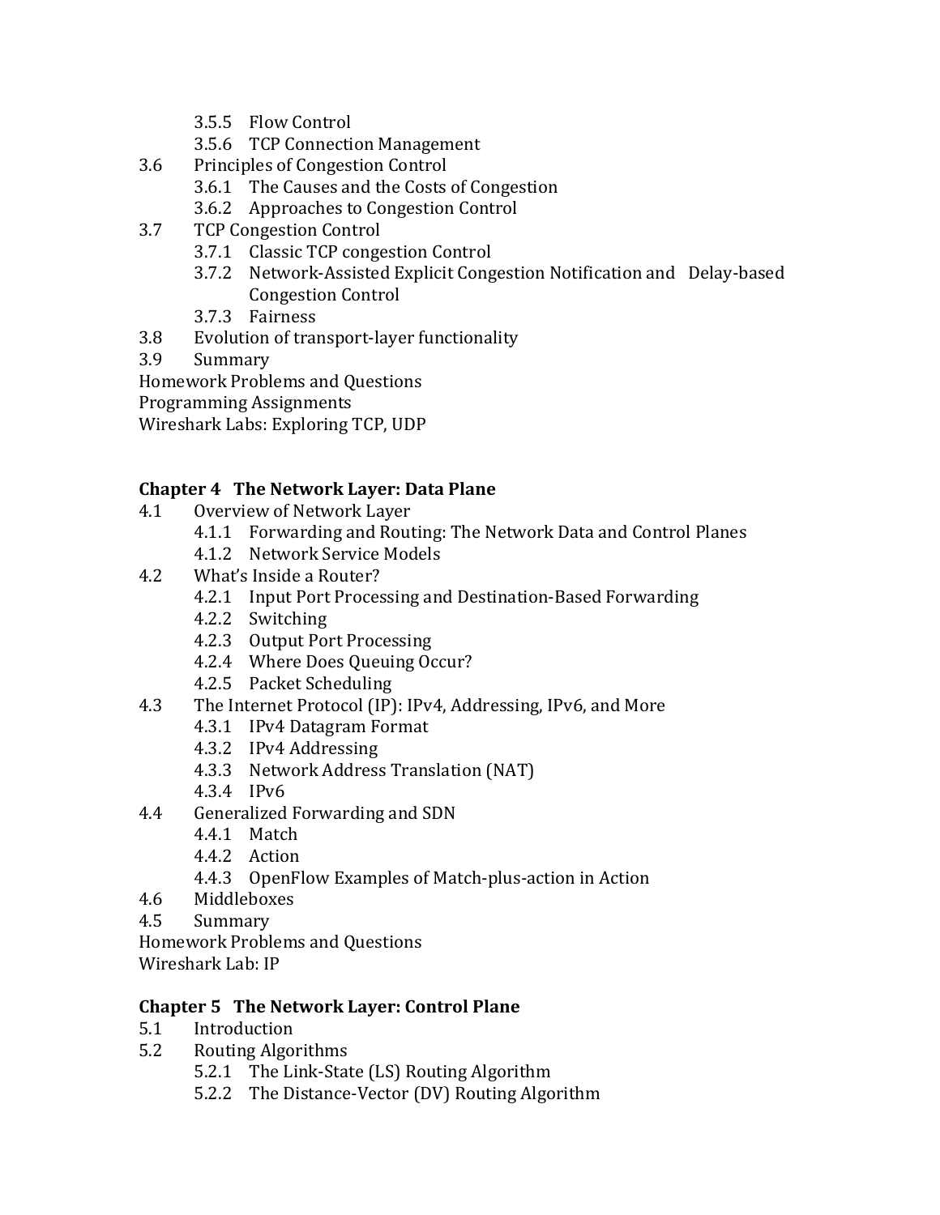- 3.5.5 Flow Control
- 3.5.6 TCP Connection Management

3.6 Principles of Congestion Control
- 3.6.1 The Causes and the Costs of Congestion
- 3.6.2 Approaches to Congestion Control

3.7 TCP Congestion Control
- 3.7.1 Classic TCP congestion Control
- 3.7.2 Network-Assisted Explicit Congestion Notification and Delay-based Congestion Control
- 3.7.3 Fairness

3.8 Evolution of transport-layer functionality

3.9 Summary

Homework Problems and Questions

Programming Assignments

Wireshark Labs: Exploring TCP, UDP

**Chapter 4 The Network Layer: Data Plane**

4.1 Overview of Network Layer
- 4.1.1 Forwarding and Routing: The Network Data and Control Planes
- 4.1.2 Network Service Models

4.2 What's Inside a Router?
- 4.2.1 Input Port Processing and Destination-Based Forwarding
- 4.2.2 Switching
- 4.2.3 Output Port Processing
- 4.2.4 Where Does Queuing Occur?
- 4.2.5 Packet Scheduling

4.3 The Internet Protocol (IP): IPv4, Addressing, IPv6, and More
- 4.3.1 IPv4 Datagram Format
- 4.3.2 IPv4 Addressing
- 4.3.3 Network Address Translation (NAT)
- 4.3.4 IPv6

4.4 Generalized Forwarding and SDN
- 4.4.1 Match
- 4.4.2 Action
- 4.4.3 OpenFlow Examples of Match-plus-action in Action

4.6 Middleboxes

4.5 Summary

Homework Problems and Questions

Wireshark Lab: IP

**Chapter 5 The Network Layer: Control Plane**

5.1 Introduction

5.2 Routing Algorithms
- 5.2.1 The Link-State (LS) Routing Algorithm
- 5.2.2 The Distance-Vector (DV) Routing Algorithm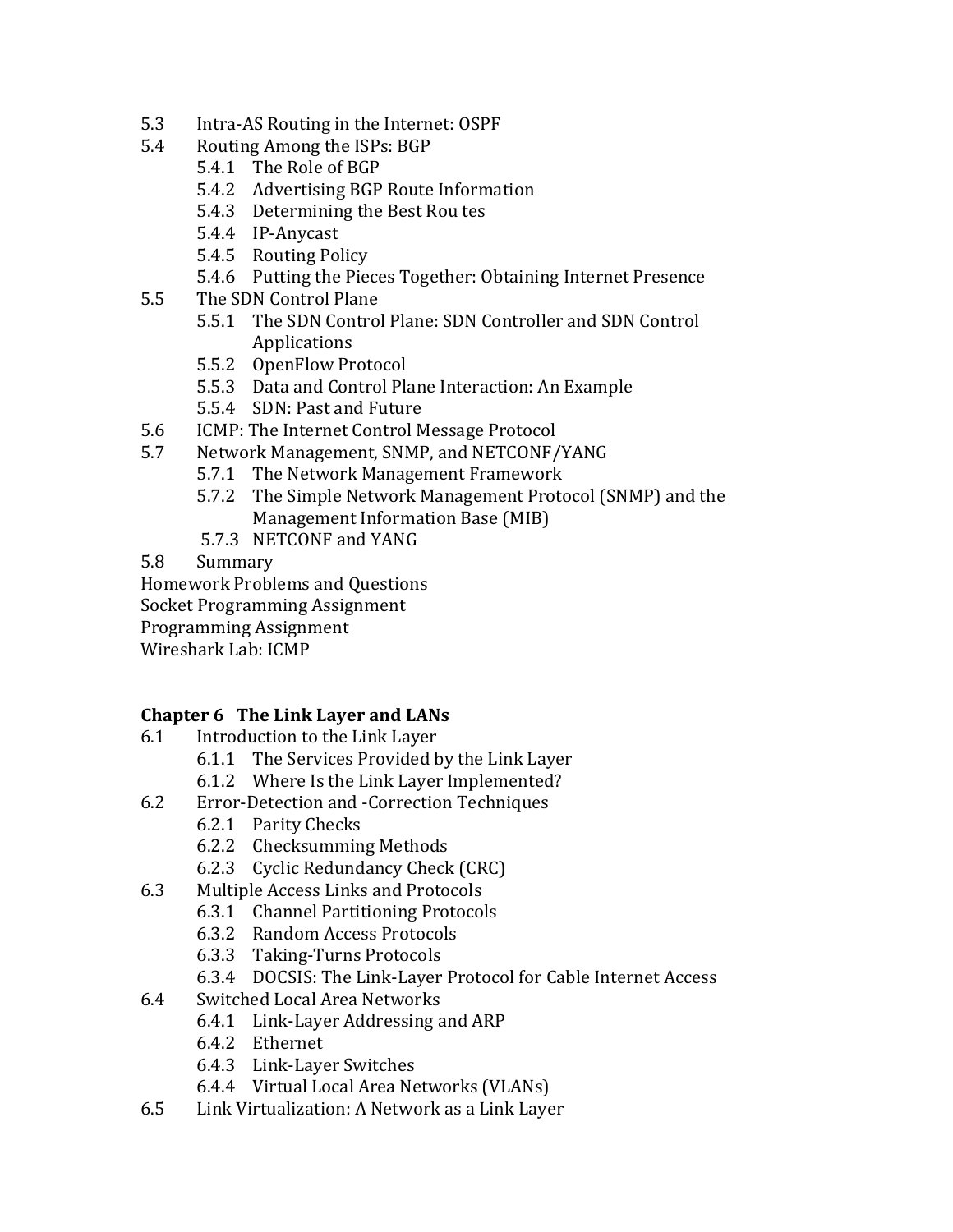- 5.3 Intra-AS Routing in the Internet: OSPF
- 5.4 Routing Among the ISPs: BGP
  - 5.4.1 The Role of BGP
  - 5.4.2 Advertising BGP Route Information
  - 5.4.3 Determining the Best Rou tes
  - 5.4.4 IP-Anycast
  - 5.4.5 Routing Policy
  - 5.4.6 Putting the Pieces Together: Obtaining Internet Presence
- 5.5 The SDN Control Plane
  - 5.5.1 The SDN Control Plane: SDN Controller and SDN Control Applications
  - 5.5.2 OpenFlow Protocol
  - 5.5.3 Data and Control Plane Interaction: An Example
  - 5.5.4 SDN: Past and Future
- 5.6 ICMP: The Internet Control Message Protocol
- 5.7 Network Management, SNMP, and NETCONF/YANG
  - 5.7.1 The Network Management Framework
  - 5.7.2 The Simple Network Management Protocol (SNMP) and the Management Information Base (MIB)
  - 5.7.3 NETCONF and YANG
- 5.8 Summary

Homework Problems and Questions

Socket Programming Assignment

Programming Assignment

Wireshark Lab: ICMP

**Chapter 6 The Link Layer and LANs**

- 6.1 Introduction to the Link Layer
  - 6.1.1 The Services Provided by the Link Layer
  - 6.1.2 Where Is the Link Layer Implemented?
- 6.2 Error-Detection and -Correction Techniques
  - 6.2.1 Parity Checks
  - 6.2.2 Checksumming Methods
  - 6.2.3 Cyclic Redundancy Check (CRC)
- 6.3 Multiple Access Links and Protocols
  - 6.3.1 Channel Partitioning Protocols
  - 6.3.2 Random Access Protocols
  - 6.3.3 Taking-Turns Protocols
  - 6.3.4 DOCSIS: The Link-Layer Protocol for Cable Internet Access
- 6.4 Switched Local Area Networks
  - 6.4.1 Link-Layer Addressing and ARP
  - 6.4.2 Ethernet
  - 6.4.3 Link-Layer Switches
  - 6.4.4 Virtual Local Area Networks (VLANs)
- 6.5 Link Virtualization: A Network as a Link Layer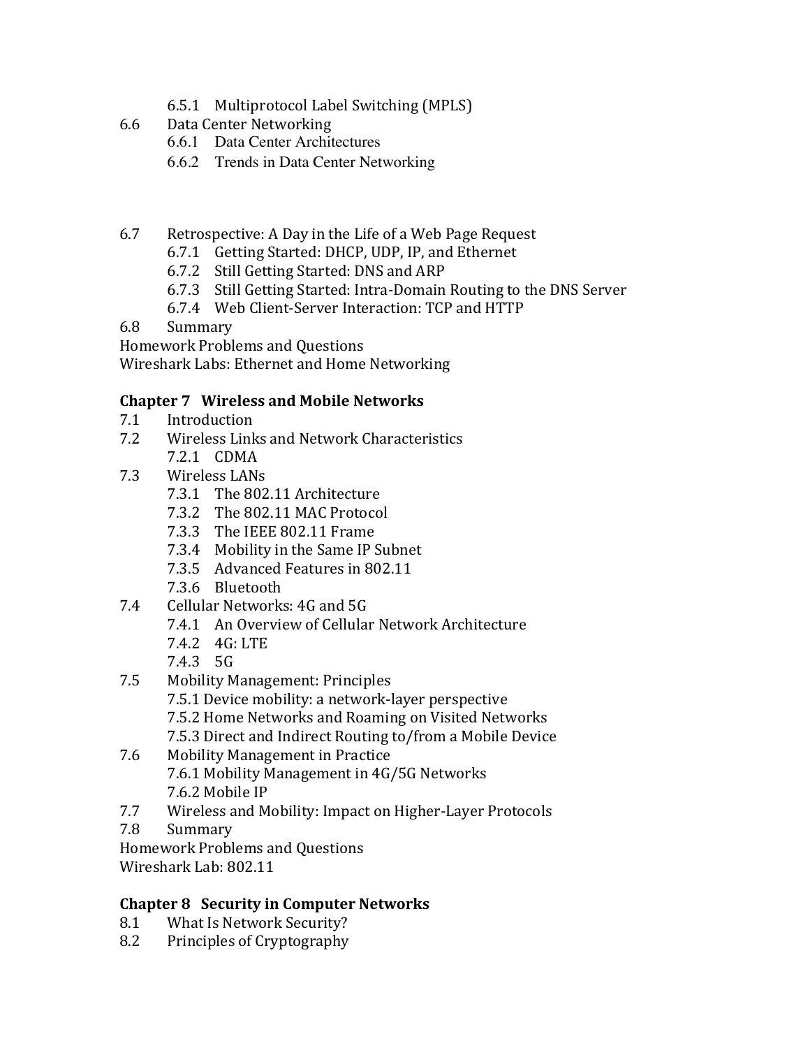6.5.1 Multiprotocol Label Switching (MPLS)

6.6 Data Center Networking

6.6.1 Data Center Architectures

6.6.2 Trends in Data Center Networking

6.7 Retrospective: A Day in the Life of a Web Page Request

6.7.1 Getting Started: DHCP, UDP, IP, and Ethernet

6.7.2 Still Getting Started: DNS and ARP

6.7.3 Still Getting Started: Intra-Domain Routing to the DNS Server

6.7.4 Web Client-Server Interaction: TCP and HTTP

6.8 Summary

Homework Problems and Questions

Wireshark Labs: Ethernet and Home Networking

**Chapter 7 Wireless and Mobile Networks**

7.1 Introduction

7.2 Wireless Links and Network Characteristics

7.2.1 CDMA

7.3 Wireless LANs

7.3.1 The 802.11 Architecture

7.3.2 The 802.11 MAC Protocol

7.3.3 The IEEE 802.11 Frame

7.3.4 Mobility in the Same IP Subnet

7.3.5 Advanced Features in 802.11

7.3.6 Bluetooth

7.4 Cellular Networks: 4G and 5G

7.4.1 An Overview of Cellular Network Architecture

7.4.2 4G: LTE

7.4.3 5G

7.5 Mobility Management: Principles

7.5.1 Device mobility: a network-layer perspective

7.5.2 Home Networks and Roaming on Visited Networks

7.5.3 Direct and Indirect Routing to/from a Mobile Device

7.6 Mobility Management in Practice

7.6.1 Mobility Management in 4G/5G Networks

7.6.2 Mobile IP

7.7 Wireless and Mobility: Impact on Higher-Layer Protocols

7.8 Summary

Homework Problems and Questions

Wireshark Lab: 802.11

**Chapter 8 Security in Computer Networks**

8.1 What Is Network Security?

8.2 Principles of Cryptography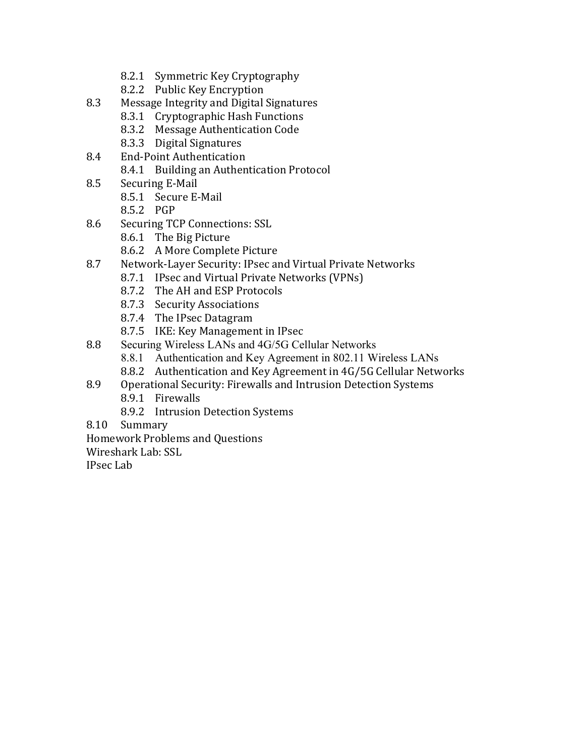- 8.2.1 Symmetric Key Cryptography
- 8.2.2 Public Key Encryption

8.3 Message Integrity and Digital Signatures
- 8.3.1 Cryptographic Hash Functions
- 8.3.2 Message Authentication Code
- 8.3.3 Digital Signatures

8.4 End-Point Authentication
- 8.4.1 Building an Authentication Protocol

8.5 Securing E-Mail
- 8.5.1 Secure E-Mail
- 8.5.2 PGP

8.6 Securing TCP Connections: SSL
- 8.6.1 The Big Picture
- 8.6.2 A More Complete Picture

8.7 Network-Layer Security: IPsec and Virtual Private Networks
- 8.7.1 IPsec and Virtual Private Networks (VPNs)
- 8.7.2 The AH and ESP Protocols
- 8.7.3 Security Associations
- 8.7.4 The IPsec Datagram
- 8.7.5 IKE: Key Management in IPsec

8.8 Securing Wireless LANs and 4G/5G Cellular Networks
- 8.8.1 Authentication and Key Agreement in 802.11 Wireless LANs
- 8.8.2 Authentication and Key Agreement in 4G/5G Cellular Networks

8.9 Operational Security: Firewalls and Intrusion Detection Systems
- 8.9.1 Firewalls
- 8.9.2 Intrusion Detection Systems

8.10 Summary

Homework Problems and Questions

Wireshark Lab: SSL

IPsec Lab